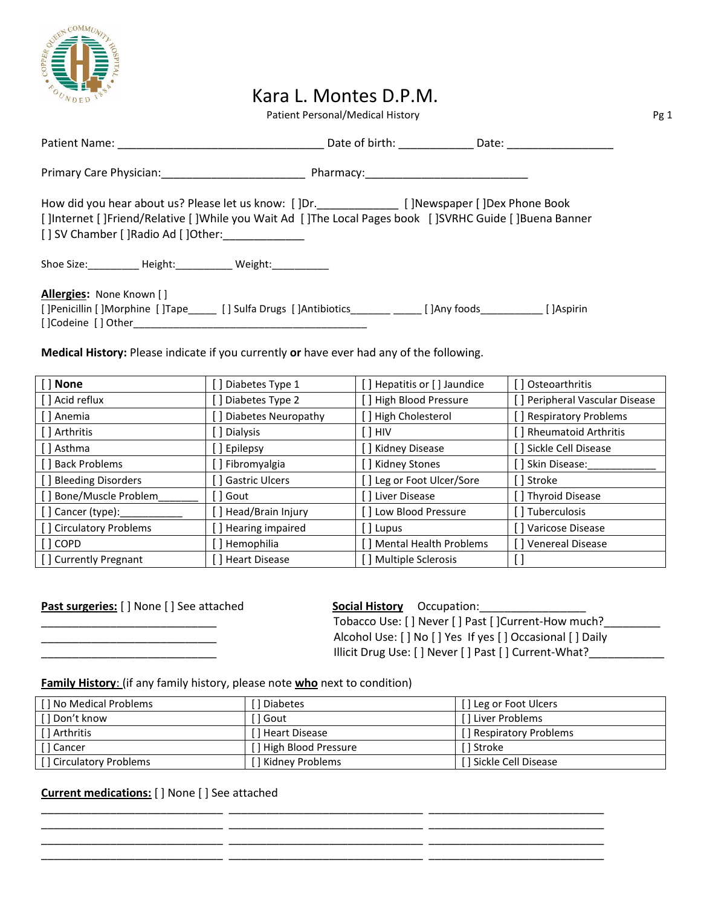# Kara L. Montes D.P.M.

Patient Personal/Medical History

Patient Name: ________________________________ Date of birth: ___________ Date: ________________

Primary Care Physician:______________________ Pharmacy:________________________

How did you hear about us? Please let us know: [ ]Dr.____________ [ ]Newspaper [ ]Dex Phone Book
[ ]Internet [ ]Friend/Relative [ ]While you Wait Ad [ ]The Local Pages book [ ]SVRHC Guide [ ]Buena Banner
[ ] SV Chamber [ ]Radio Ad [ ]Other:____________

Shoe Size:________ Height:_________ Weight:_________

**Allergies:** None Known [ ]
[ ]Penicillin [ ]Morphine [ ]Tape_____ [ ] Sulfa Drugs [ ]Antibiotics_______ _____ [ ]Any foods__________ [ ]Aspirin
[ ]Codeine [ ] Other________________________________________

**Medical History:** Please indicate if you currently **or** have ever had any of the following.

| [ ] **None** | [ ] Diabetes Type 1 | [ ] Hepatitis or [ ] Jaundice | [ ] Osteoarthritis |
|---|---|---|---|
| [ ] Acid reflux | [ ] Diabetes Type 2 | [ ] High Blood Pressure | [ ] Peripheral Vascular Disease |
| [ ] Anemia | [ ] Diabetes Neuropathy | [ ] High Cholesterol | [ ] Respiratory Problems |
| [ ] Arthritis | [ ] Dialysis | [ ] HIV | [ ] Rheumatoid Arthritis |
| [ ] Asthma | [ ] Epilepsy | [ ] Kidney Disease | [ ] Sickle Cell Disease |
| [ ] Back Problems | [ ] Fibromyalgia | [ ] Kidney Stones | [ ] Skin Disease:___________ |
| [ ] Bleeding Disorders | [ ] Gastric Ulcers | [ ] Leg or Foot Ulcer/Sore | [ ] Stroke |
| [ ] Bone/Muscle Problem_______ | [ ] Gout | [ ] Liver Disease | [ ] Thyroid Disease |
| [ ] Cancer (type):___________ | [ ] Head/Brain Injury | [ ] Low Blood Pressure | [ ] Tuberculosis |
| [ ] Circulatory Problems | [ ] Hearing impaired | [ ] Lupus | [ ] Varicose Disease |
| [ ] COPD | [ ] Hemophilia | [ ] Mental Health Problems | [ ] Venereal Disease |
| [ ] Currently Pregnant | [ ] Heart Disease | [ ] Multiple Sclerosis | [ ] |

**Past surgeries:** [ ] None [ ] See attached
___________________________
___________________________
___________________________

**Social History** Occupation:________________
Tobacco Use: [ ] Never [ ] Past [ ]Current-How much?________
Alcohol Use: [ ] No [ ] Yes If yes [ ] Occasional [ ] Daily
Illicit Drug Use: [ ] Never [ ] Past [ ] Current-What?___________

**Family History:** (if any family history, please note **who** next to condition)

| [ ] No Medical Problems | [ ] Diabetes | [ ] Leg or Foot Ulcers |
|---|---|---|
| [ ] Don't know | [ ] Gout | [ ] Liver Problems |
| [ ] Arthritis | [ ] Heart Disease | [ ] Respiratory Problems |
| [ ] Cancer | [ ] High Blood Pressure | [ ] Stroke |
| [ ] Circulatory Problems | [ ] Kidney Problems | [ ] Sickle Cell Disease |

**Current medications:** [ ] None [ ] See attached

____________________________ ______________________________ ___________________________
____________________________ ______________________________ ___________________________
____________________________ ______________________________ ___________________________
____________________________ ______________________________ ___________________________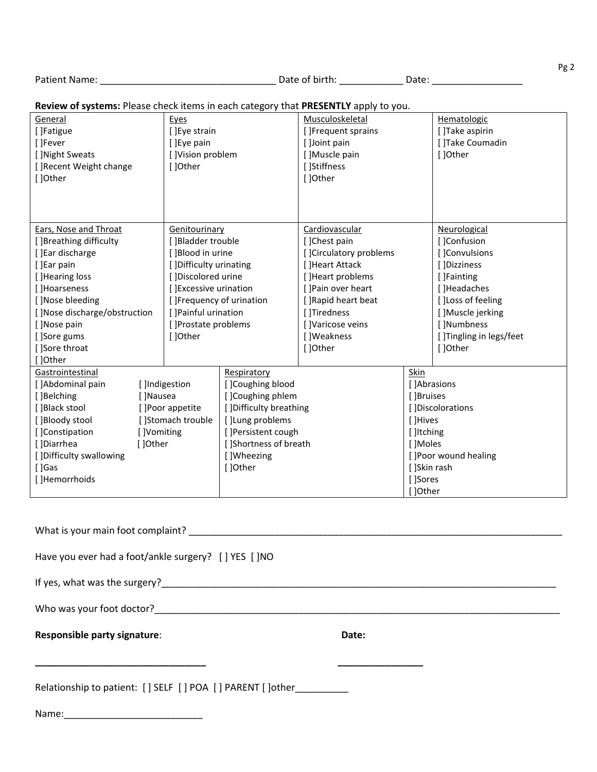Patient Name: _______________________________ Date of birth: ___________ Date: ________________

**Review of systems:** Please check items in each category that **PRESENTLY** apply to you.

| General | Eyes | Musculoskeletal | Hematologic |
|---|---|---|---|
| [ ]Fatigue<br>[ ]Fever<br>[ ]Night Sweats<br>[ ]Recent Weight change<br>[ ]Other | [ ]Eye strain<br>[ ]Eye pain<br>[ ]Vision problem<br>[ ]Other | [ ]Frequent sprains<br>[ ]Joint pain<br>[ ]Muscle pain<br>[ ]Stiffness<br>[ ]Other | [ ]Take aspirin<br>[ ]Take Coumadin<br>[ ]Other |
| **Ears, Nose and Throat** | **Genitourinary** | **Cardiovascular** | **Neurological** |
| [ ]Breathing difficulty<br>[ ]Ear discharge<br>[ ]Ear pain<br>[ ]Hearing loss<br>[ ]Hoarseness<br>[ ]Nose bleeding<br>[ ]Nose discharge/obstruction<br>[ ]Nose pain<br>[ ]Sore gums<br>[ ]Sore throat<br>[ ]Other | [ ]Bladder trouble<br>[ ]Blood in urine<br>[ ]Difficulty urinating<br>[ ]Discolored urine<br>[ ]Excessive urination<br>[ ]Frequency of urination<br>[ ]Painful urination<br>[ ]Prostate problems<br>[ ]Other | [ ]Chest pain<br>[ ]Circulatory problems<br>[ ]Heart Attack<br>[ ]Heart problems<br>[ ]Pain over heart<br>[ ]Rapid heart beat<br>[ ]Tiredness<br>[ ]Varicose veins<br>[ ]Weakness<br>[ ]Other | [ ]Confusion<br>[ ]Convulsions<br>[ ]Dizziness<br>[ ]Fainting<br>[ ]Headaches<br>[ ]Loss of feeling<br>[ ]Muscle jerking<br>[ ]Numbness<br>[ ]Tingling in legs/feet<br>[ ]Other |

| Gastrointestinal | | Respiratory | Skin |
|---|---|---|---|
| [ ]Abdominal pain<br>[ ]Belching<br>[ ]Black stool<br>[ ]Bloody stool<br>[ ]Constipation<br>[ ]Diarrhea<br>[ ]Difficulty swallowing<br>[ ]Gas<br>[ ]Hemorrhoids | [ ]Indigestion<br>[ ]Nausea<br>[ ]Poor appetite<br>[ ]Stomach trouble<br>[ ]Vomiting<br>[ ]Other | [ ]Coughing blood<br>[ ]Coughing phlem<br>[ ]Difficulty breathing<br>[ ]Lung problems<br>[ ]Persistent cough<br>[ ]Shortness of breath<br>[ ]Wheezing<br>[ ]Other | [ ]Abrasions<br>[ ]Bruises<br>[ ]Discolorations<br>[ ]Hives<br>[ ]Itching<br>[ ]Moles<br>[ ]Poor wound healing<br>[ ]Skin rash<br>[ ]Sores<br>[ ]Other |

What is your main foot complaint? _______________________________________________________________________

Have you ever had a foot/ankle surgery? [ ] YES [ ]NO

If yes, what was the surgery?_____________________________________________________________________________

Who was your foot doctor?_______________________________________________________________________________

**Responsible party signature**: **Date:**

_______________________________ _______________

Relationship to patient: [ ] SELF [ ] POA [ ] PARENT [ ]other__________

Name:_________________________